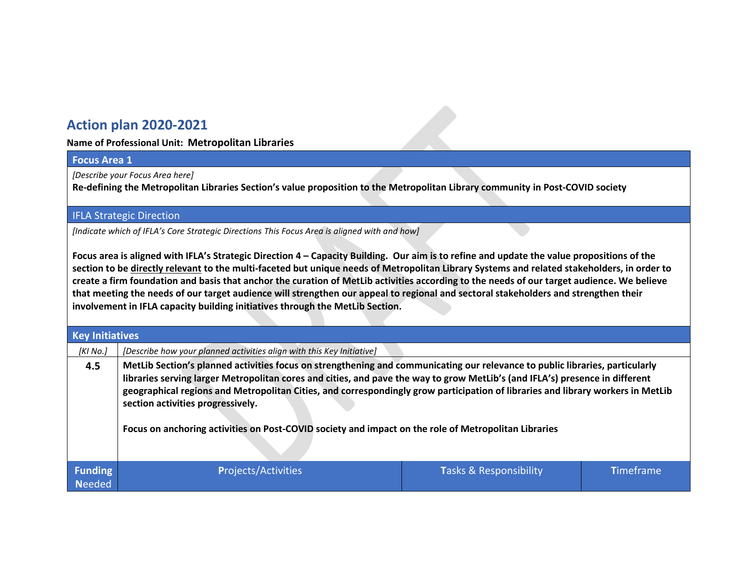# Action plan 2020-2021

**Name of Professional Unit: Metropolitan Libraries**

## Focus Area 1

*[Describe your Focus Area here]*

**Re-defining the Metropolitan Libraries Section's value proposition to the Metropolitan Library community in Post-COVID society**

## IFLA Strategic Direction

*[Indicate which of IFLA's Core Strategic Directions This Focus Area is aligned with and how]*

**Focus area is aligned with IFLA's Strategic Direction 4 – Capacity Building. Our aim is to refine and update the value propositions of the section to be <u>directly relevant</u> to the multi-faceted but unique needs of Metropolitan Library Systems and related stakeholders, in order to create a firm foundation and basis that anchor the curation of MetLib activities according to the needs of our target audience. We believe that meeting the needs of our target audience will strengthen our appeal to regional and sectoral stakeholders and strengthen their involvement in IFLA capacity building initiatives through the MetLib Section.**

## Key Initiatives

| *[KI No.]* | *[Describe how your planned activities align with this Key Initiative]* |
|---|---|
| **4.5** | **MetLib Section's planned activities focus on strengthening and communicating our relevance to public libraries, particularly libraries serving larger Metropolitan cores and cities, and pave the way to grow MetLib's (and IFLA's) presence in different geographical regions and Metropolitan Cities, and correspondingly grow participation of libraries and library workers in MetLib section activities progressively.**<br><br>**Focus on anchoring activities on Post-COVID society and impact on the role of Metropolitan Libraries** |

| Funding Needed | Projects/Activities | Tasks & Responsibility | Timeframe |
|---|---|---|---|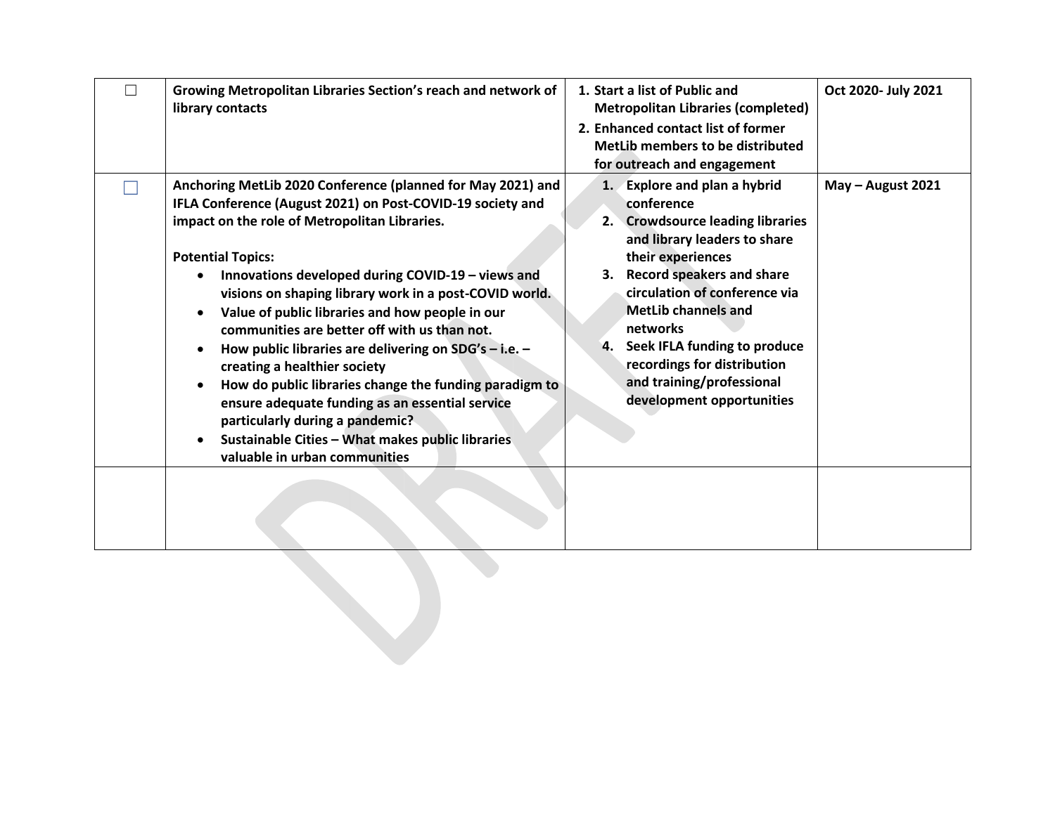| | | | |
|---|---|---|---|
| ☐ | **Growing Metropolitan Libraries Section's reach and network of library contacts** | **1. Start a list of Public and Metropolitan Libraries (completed)**<br>**2. Enhanced contact list of former MetLib members to be distributed for outreach and engagement** | **Oct 2020- July 2021** |
| ☐ | **Anchoring MetLib 2020 Conference (planned for May 2021) and IFLA Conference (August 2021) on Post-COVID-19 society and impact on the role of Metropolitan Libraries.**<br><br>**Potential Topics:**<br>• **Innovations developed during COVID-19 – views and visions on shaping library work in a post-COVID world.**<br>• **Value of public libraries and how people in our communities are better off with us than not.**<br>• **How public libraries are delivering on SDG's – i.e. – creating a healthier society**<br>• **How do public libraries change the funding paradigm to ensure adequate funding as an essential service particularly during a pandemic?**<br>• **Sustainable Cities – What makes public libraries valuable in urban communities** | **1. Explore and plan a hybrid conference**<br>**2. Crowdsource leading libraries and library leaders to share their experiences**<br>**3. Record speakers and share circulation of conference via MetLib channels and networks**<br>**4. Seek IFLA funding to produce recordings for distribution and training/professional development opportunities** | **May – August 2021** |
| | | | |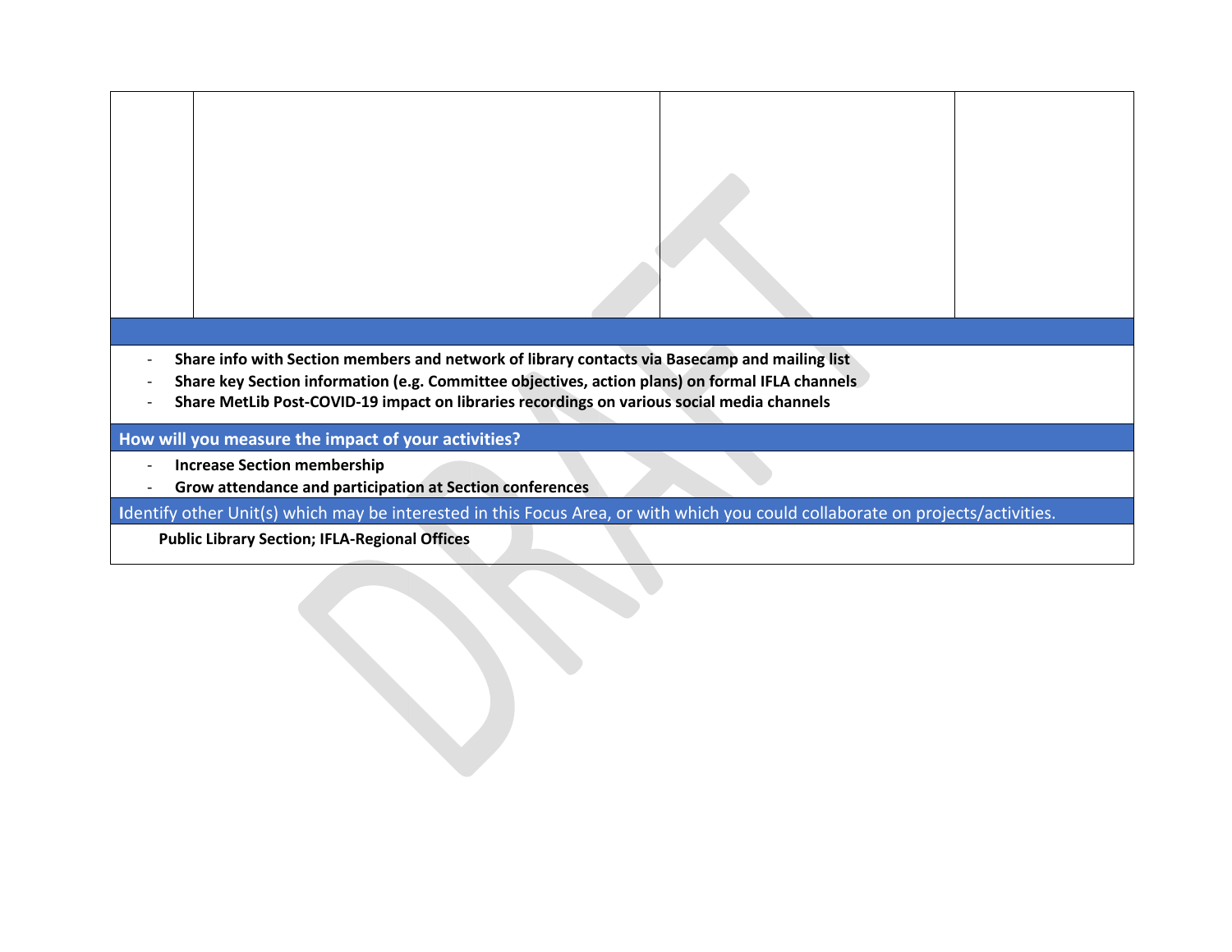| | | | |
|---|---|---|---|
| | | | |

- **Share info with Section members and network of library contacts via Basecamp and mailing list**
- **Share key Section information (e.g. Committee objectives, action plans) on formal IFLA channels**
- **Share MetLib Post-COVID-19 impact on libraries recordings on various social media channels**

**How will you measure the impact of your activities?**

- **Increase Section membership**
- **Grow attendance and participation at Section conferences**

**I**dentify other Unit(s) which may be interested in this Focus Area, or with which you could collaborate on projects/activities.

**Public Library Section; IFLA-Regional Offices**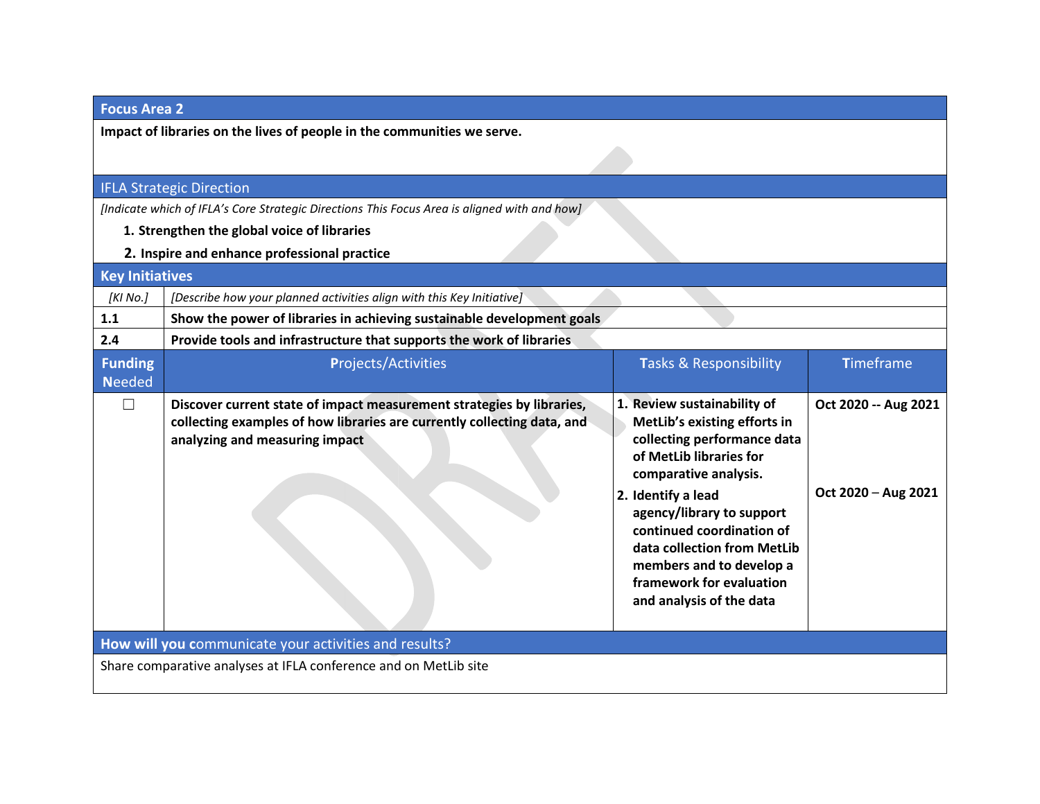## Focus Area 2

**Impact of libraries on the lives of people in the communities we serve.**

### IFLA Strategic Direction

*[Indicate which of IFLA's Core Strategic Directions This Focus Area is aligned with and how]*

1. **Strengthen the global voice of libraries**
2. **Inspire and enhance professional practice**

### Key Initiatives

| *[KI No.]* | *[Describe how your planned activities align with this Key Initiative]* |
|---|---|
| **1.1** | **Show the power of libraries in achieving sustainable development goals** |
| **2.4** | **Provide tools and infrastructure that supports the work of libraries** |

| Funding Needed | Projects/Activities | Tasks & Responsibility | Timeframe |
|---|---|---|---|
| ☐ | **Discover current state of impact measurement strategies by libraries, collecting examples of how libraries are currently collecting data, and analyzing and measuring impact** | **1. Review sustainability of MetLib's existing efforts in collecting performance data of MetLib libraries for comparative analysis.** | **Oct 2020 -- Aug 2021** |
| | | **2. Identify a lead agency/library to support continued coordination of data collection from MetLib members and to develop a framework for evaluation and analysis of the data** | **Oct 2020 – Aug 2021** |

### How will you communicate your activities and results?

Share comparative analyses at IFLA conference and on MetLib site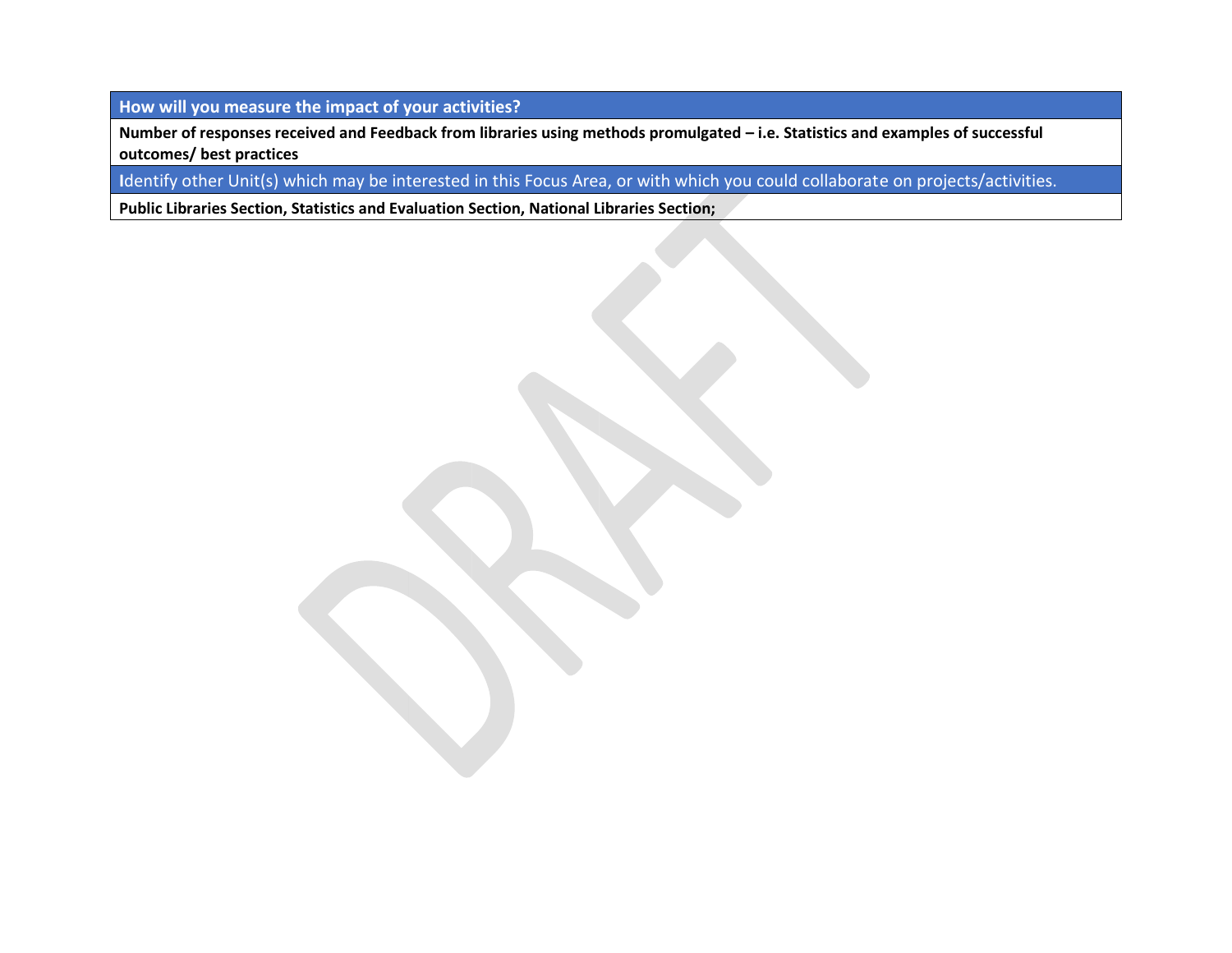| How will you measure the impact of your activities? |
|---|
| **Number of responses received and Feedback from libraries using methods promulgated – i.e. Statistics and examples of successful outcomes/ best practices** |
| Identify other Unit(s) which may be interested in this Focus Area, or with which you could collaborate on projects/activities. |
| **Public Libraries Section, Statistics and Evaluation Section, National Libraries Section;** |